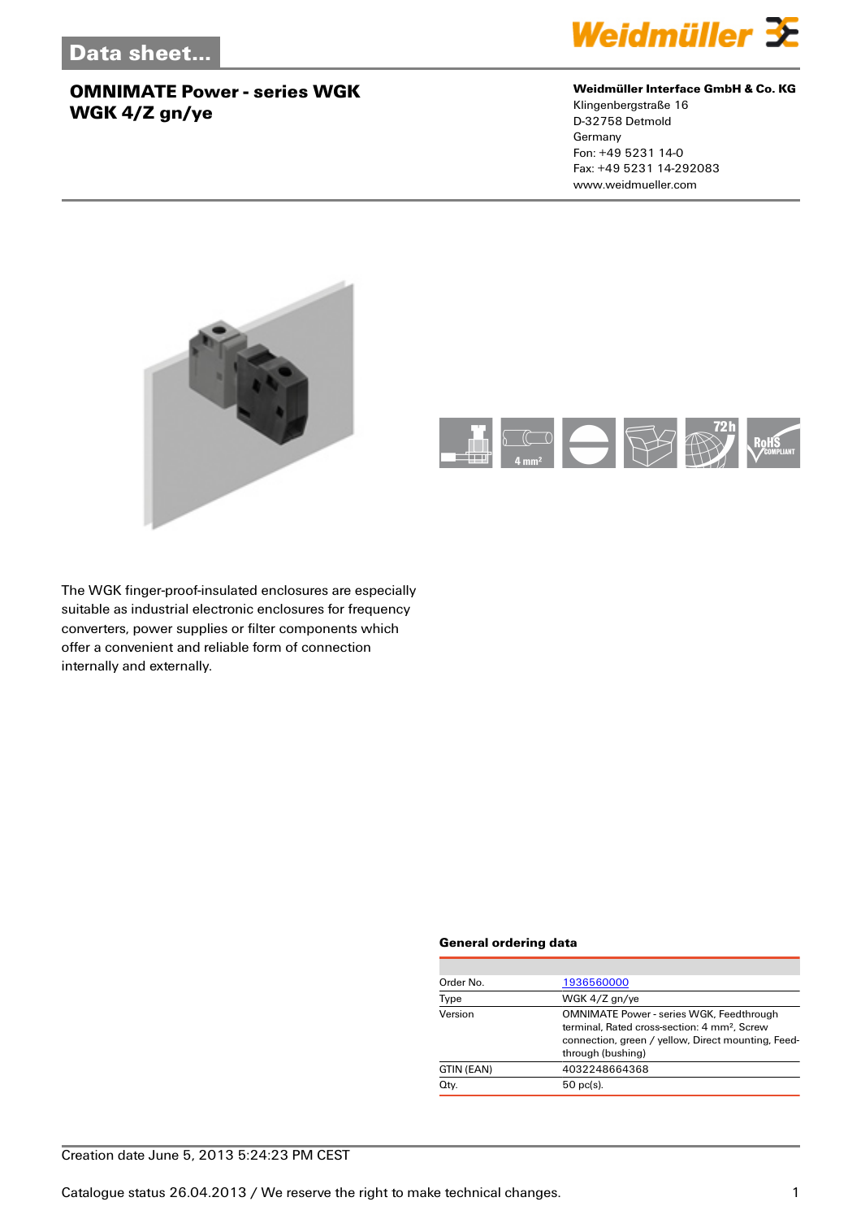Data sheet...

# OMNIMATE Power - series WGK
# WGK 4/Z gn/ye

**Weidmüller Interface GmbH & Co. KG**
Klingenbergstraße 16
D-32758 Detmold
Germany
Fon: +49 5231 14-0
Fax: +49 5231 14-292083
www.weidmueller.com

4 mm²

72h

RoHS COMPLIANT

The WGK finger-proof-insulated enclosures are especially suitable as industrial electronic enclosures for frequency converters, power supplies or filter components which offer a convenient and reliable form of connection internally and externally.

### General ordering data

| | |
|---|---|
| Order No. | 1936560000 |
| Type | WGK 4/Z gn/ye |
| Version | OMNIMATE Power - series WGK, Feedthrough terminal, Rated cross-section: 4 mm², Screw connection, green / yellow, Direct mounting, Feed-through (bushing) |
| GTIN (EAN) | 4032248664368 |
| Qty. | 50 pc(s). |

Creation date June 5, 2013 5:24:23 PM CEST

Catalogue status 26.04.2013 / We reserve the right to make technical changes.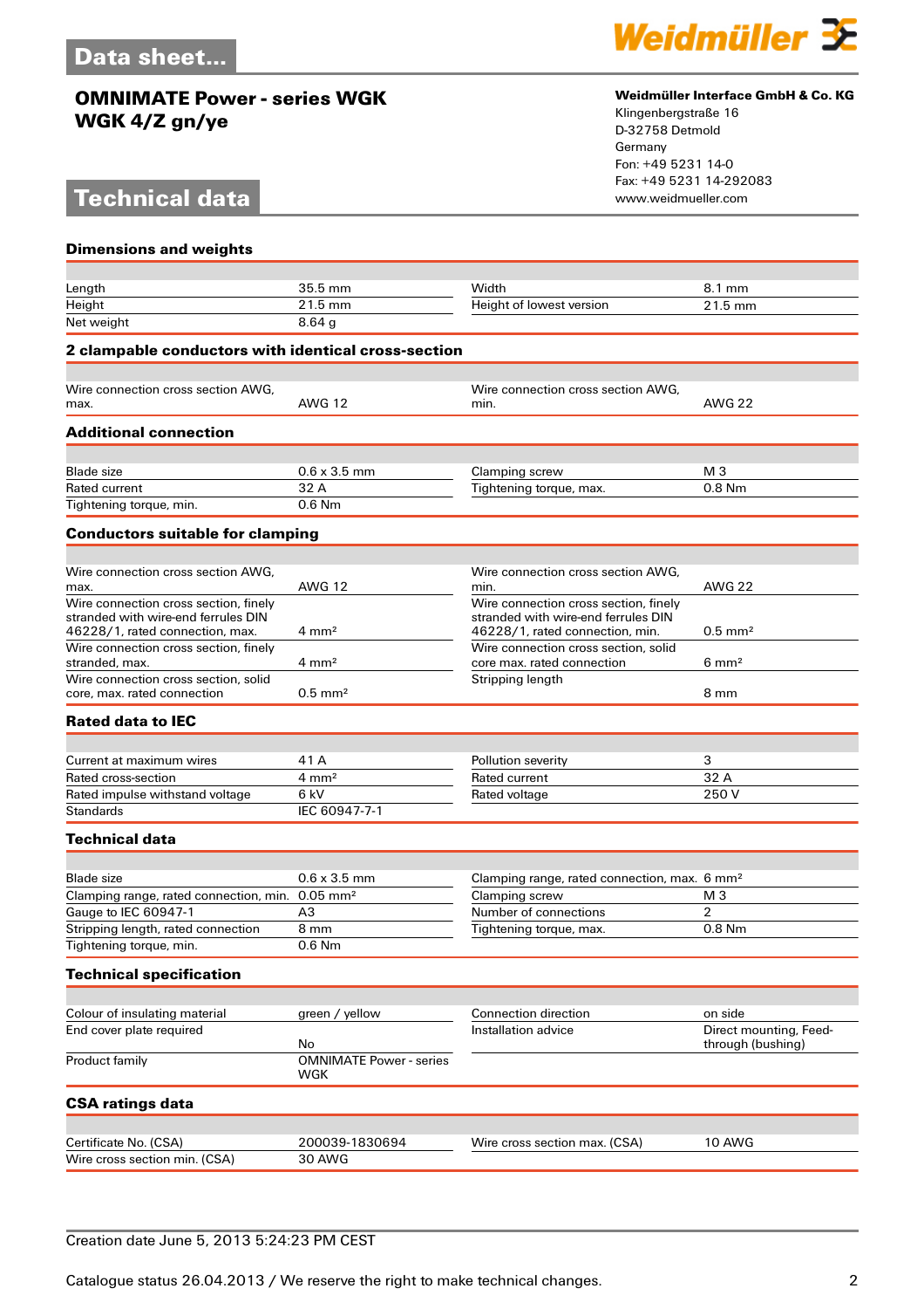# Data sheet...

## OMNIMATE Power - series WGK
## WGK 4/Z gn/ye

**Weidmüller Interface GmbH & Co. KG**
Klingenbergstraße 16
D-32758 Detmold
Germany
Fon: +49 5231 14-0
Fax: +49 5231 14-292083
www.weidmueller.com

# Technical data

### Dimensions and weights

| | | | |
|---|---|---|---|
| Length | 35.5 mm | Width | 8.1 mm |
| Height | 21.5 mm | Height of lowest version | 21.5 mm |
| Net weight | 8.64 g | | |

### 2 clampable conductors with identical cross-section

| | | | |
|---|---|---|---|
| Wire connection cross section AWG, max. | AWG 12 | Wire connection cross section AWG, min. | AWG 22 |

### Additional connection

| | | | |
|---|---|---|---|
| Blade size | 0.6 x 3.5 mm | Clamping screw | M 3 |
| Rated current | 32 A | Tightening torque, max. | 0.8 Nm |
| Tightening torque, min. | 0.6 Nm | | |

### Conductors suitable for clamping

| | | | |
|---|---|---|---|
| Wire connection cross section AWG, max. | AWG 12 | Wire connection cross section AWG, min. | AWG 22 |
| Wire connection cross section, finely stranded with wire-end ferrules DIN 46228/1, rated connection, max. | 4 mm² | Wire connection cross section, finely stranded with wire-end ferrules DIN 46228/1, rated connection, min. | 0.5 mm² |
| Wire connection cross section, finely stranded, max. | 4 mm² | Wire connection cross section, solid core max. rated connection | 6 mm² |
| Wire connection cross section, solid core, max. rated connection | 0.5 mm² | Stripping length | 8 mm |

### Rated data to IEC

| | | | |
|---|---|---|---|
| Current at maximum wires | 41 A | Pollution severity | 3 |
| Rated cross-section | 4 mm² | Rated current | 32 A |
| Rated impulse withstand voltage | 6 kV | Rated voltage | 250 V |
| Standards | IEC 60947-7-1 | | |

### Technical data

| | | | |
|---|---|---|---|
| Blade size | 0.6 x 3.5 mm | Clamping range, rated connection, max. | 6 mm² |
| Clamping range, rated connection, min. | 0.05 mm² | Clamping screw | M 3 |
| Gauge to IEC 60947-1 | A3 | Number of connections | 2 |
| Stripping length, rated connection | 8 mm | Tightening torque, max. | 0.8 Nm |
| Tightening torque, min. | 0.6 Nm | | |

### Technical specification

| | | | |
|---|---|---|---|
| Colour of insulating material | green / yellow | Connection direction | on side |
| End cover plate required | No | Installation advice | Direct mounting, Feed-through (bushing) |
| Product family | OMNIMATE Power - series WGK | | |

### CSA ratings data

| | | | |
|---|---|---|---|
| Certificate No. (CSA) | 200039-1830694 | Wire cross section max. (CSA) | 10 AWG |
| Wire cross section min. (CSA) | 30 AWG | | |

Creation date June 5, 2013 5:24:23 PM CEST

Catalogue status 26.04.2013 / We reserve the right to make technical changes.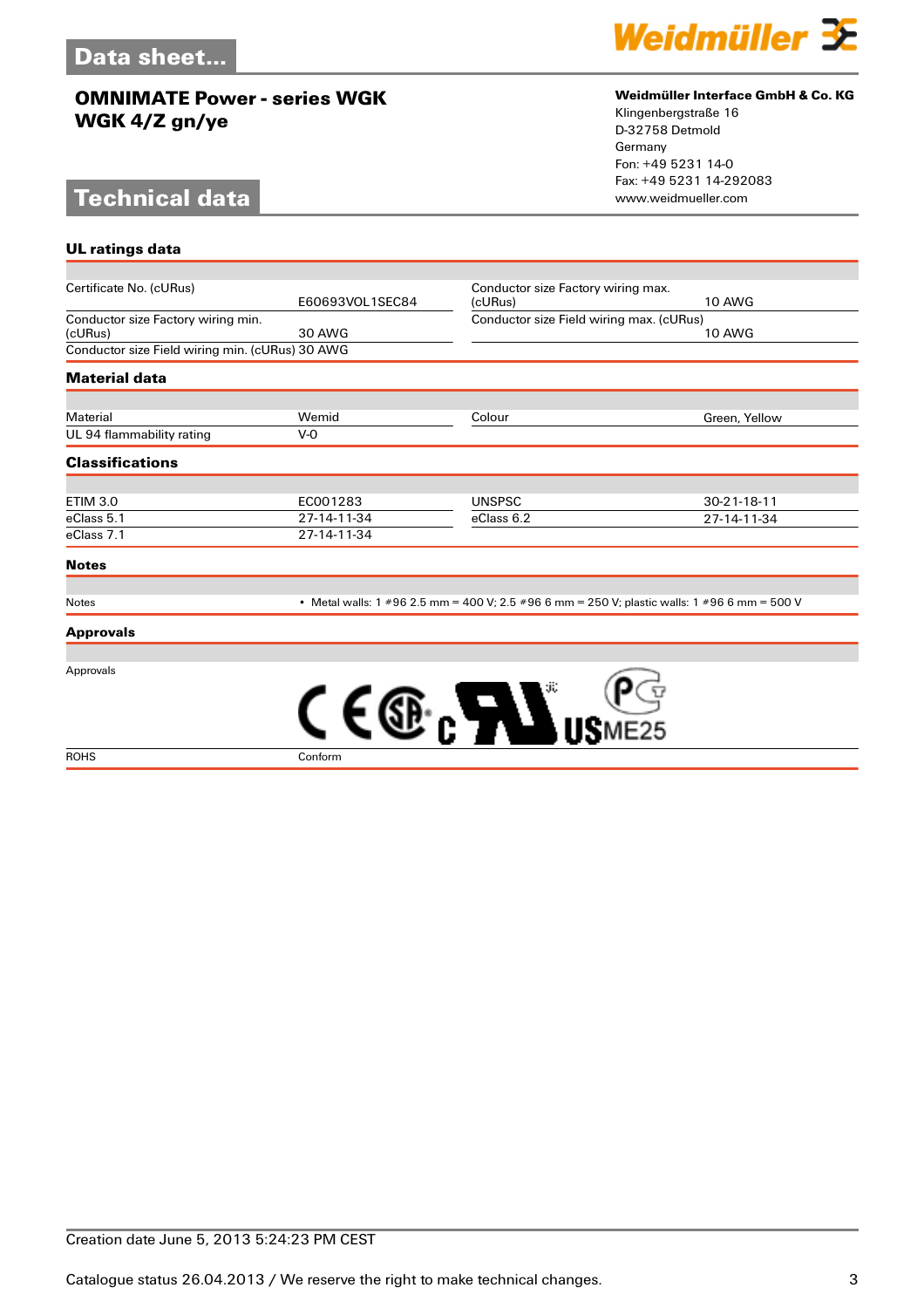# Data sheet...

## OMNIMATE Power - series WGK
## WGK 4/Z gn/ye

**Weidmüller Interface GmbH & Co. KG**
Klingenbergstraße 16
D-32758 Detmold
Germany
Fon: +49 5231 14-0
Fax: +49 5231 14-292083
www.weidmueller.com

# Technical data

### UL ratings data

| | | | |
|---|---|---|---|
| Certificate No. (cURus) | E60693VOL1SEC84 | Conductor size Factory wiring max. (cURus) | 10 AWG |
| Conductor size Factory wiring min. (cURus) | 30 AWG | Conductor size Field wiring max. (cURus) | 10 AWG |
| Conductor size Field wiring min. (cURus) | 30 AWG | | |

### Material data

| | | | |
|---|---|---|---|
| Material | Wemid | Colour | Green, Yellow |
| UL 94 flammability rating | V-0 | | |

### Classifications

| | | | |
|---|---|---|---|
| ETIM 3.0 | EC001283 | UNSPSC | 30-21-18-11 |
| eClass 5.1 | 27-14-11-34 | eClass 6.2 | 27-14-11-34 |
| eClass 7.1 | 27-14-11-34 | | |

### Notes

| | |
|---|---|
| Notes | • Metal walls: 1 #96 2.5 mm = 400 V; 2.5 #96 6 mm = 250 V; plastic walls: 1 #96 6 mm = 500 V |

### Approvals

| | |
|---|---|
| Approvals | |
| ROHS | Conform |

Creation date June 5, 2013 5:24:23 PM CEST

Catalogue status 26.04.2013 / We reserve the right to make technical changes.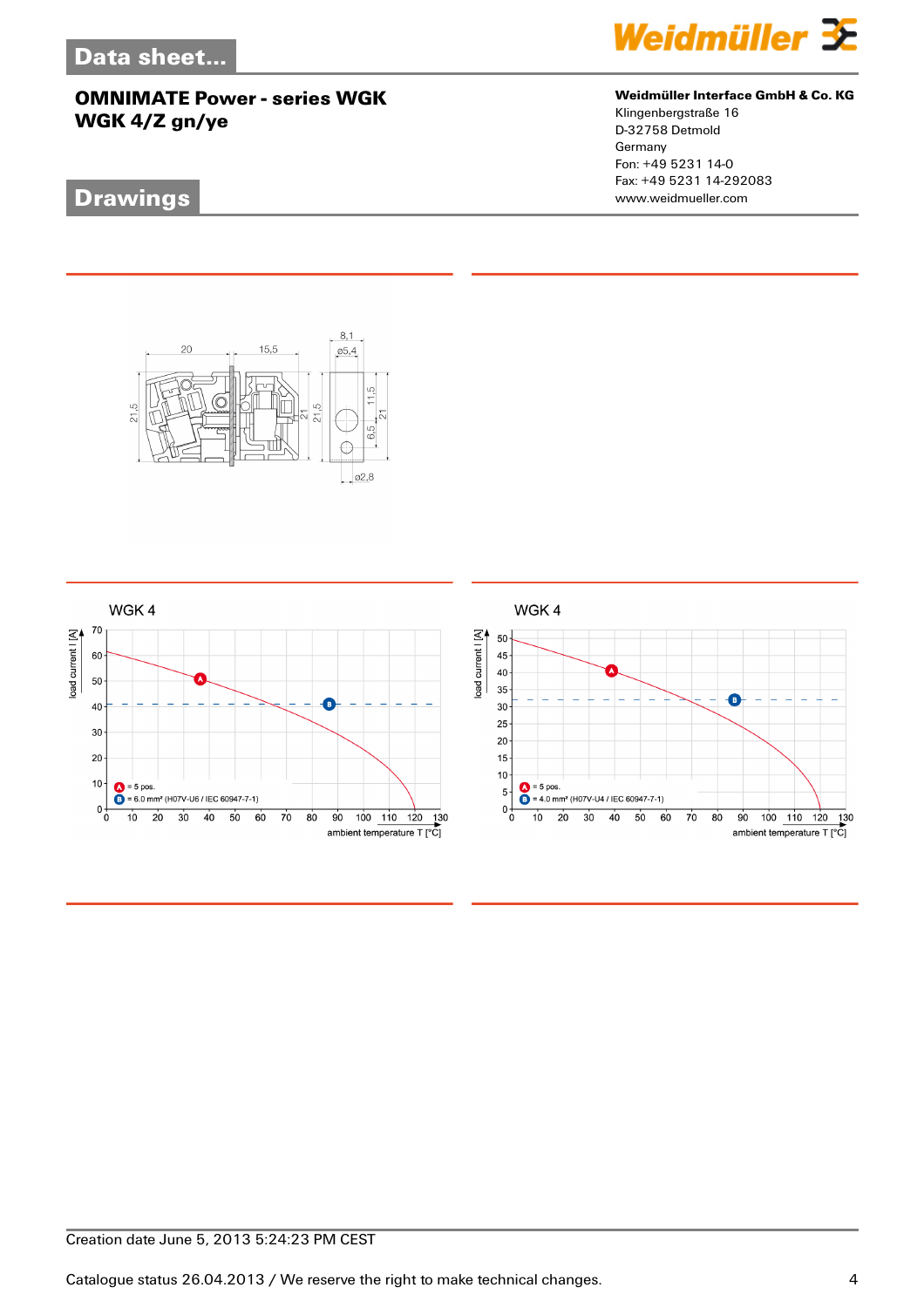# Data sheet...

## OMNIMATE Power - series WGK
## WGK 4/Z gn/ye

**Weidmüller Interface GmbH & Co. KG**
Klingenbergstraße 16
D-32758 Detmold
Germany
Fon: +49 5231 14-0
Fax: +49 5231 14-292083
www.weidmueller.com

## Drawings

20
15,5
8,1
ø5,4
21,5
21
21,5
11,5
21
6,5
ø2,8

WGK 4

load current I [A]
70
60
50
40
30
20
10
0
0 10 20 30 40 50 60 70 80 90 100 110 120 130
ambient temperature T [°C]

A = 5 pos.
B = 6.0 mm² (H07V-U6 / IEC 60947-7-1)

WGK 4

load current I [A]
50
45
40
35
30
25
20
15
10
5
0
0 10 20 30 40 50 60 70 80 90 100 110 120 130
ambient temperature T [°C]

A = 5 pos.
B = 4.0 mm² (H07V-U4 / IEC 60947-7-1)

Creation date June 5, 2013 5:24:23 PM CEST

Catalogue status 26.04.2013 / We reserve the right to make technical changes.